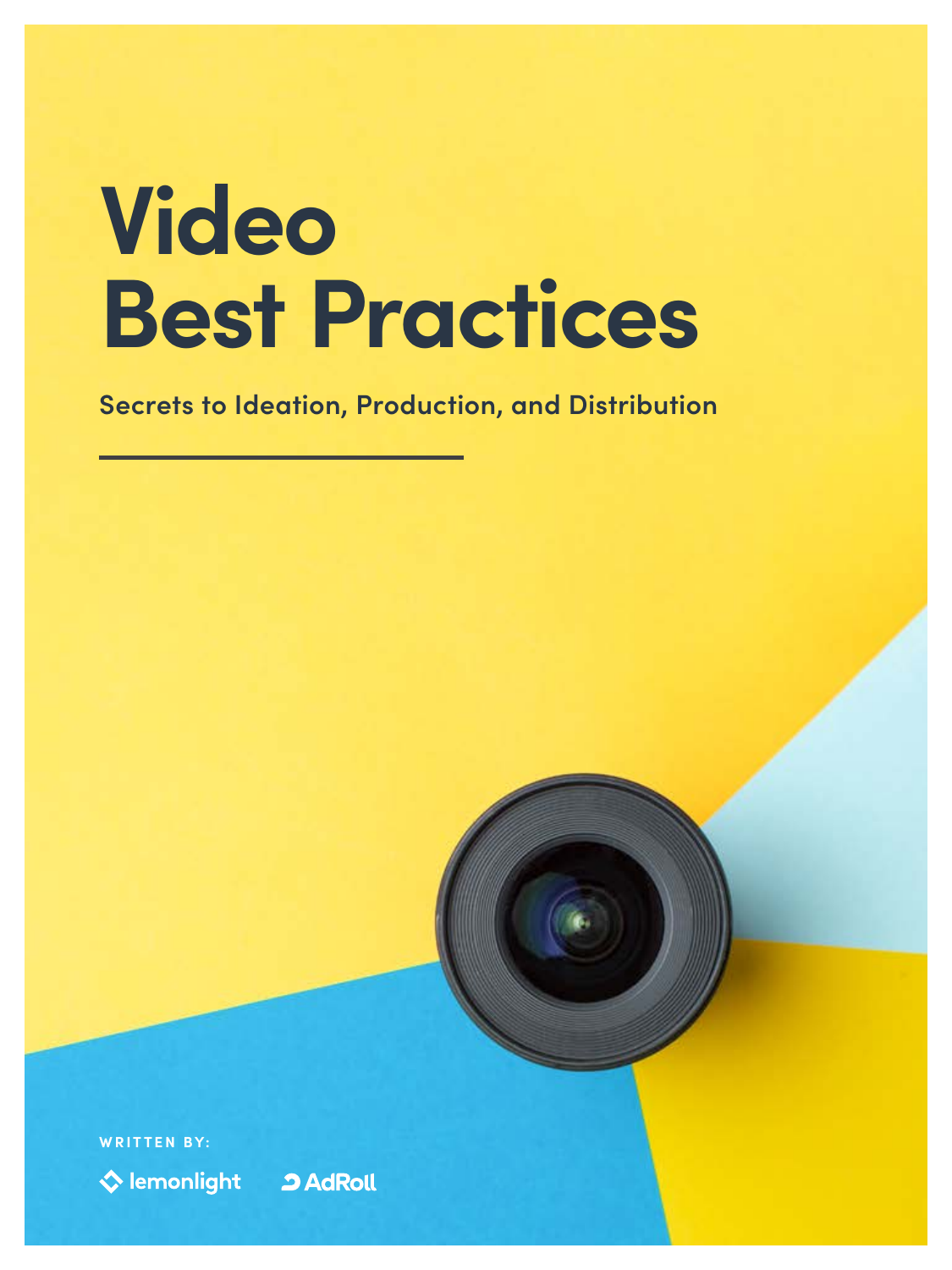# Video Best Practices

## Secrets to Ideation, Production, and Distribution

WRITTEN BY:

lemonlight AdRoll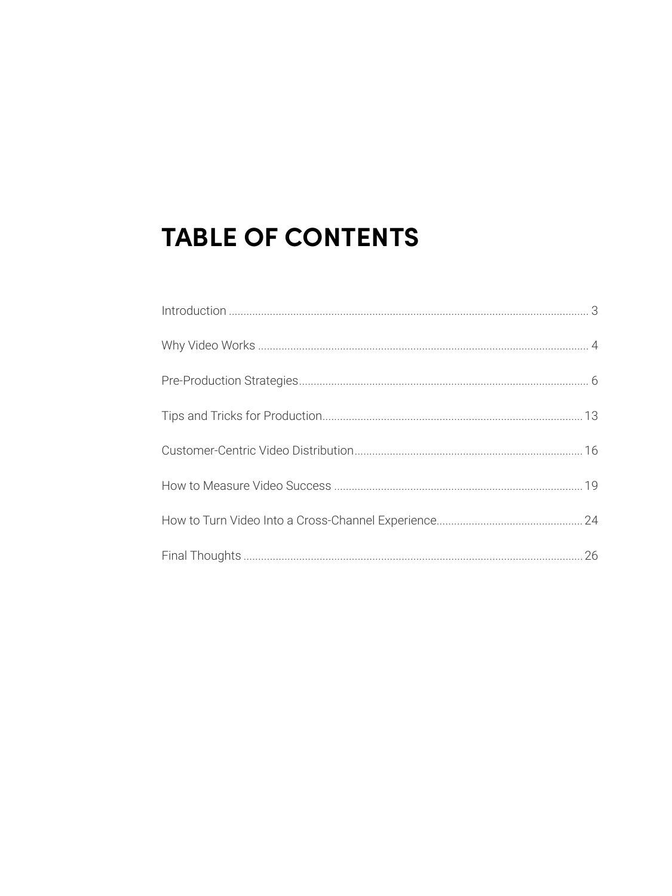# TABLE OF CONTENTS

Introduction .......... 3

Why Video Works .......... 4

Pre-Production Strategies .......... 6

Tips and Tricks for Production .......... 13

Customer-Centric Video Distribution .......... 16

How to Measure Video Success .......... 19

How to Turn Video Into a Cross-Channel Experience .......... 24

Final Thoughts .......... 26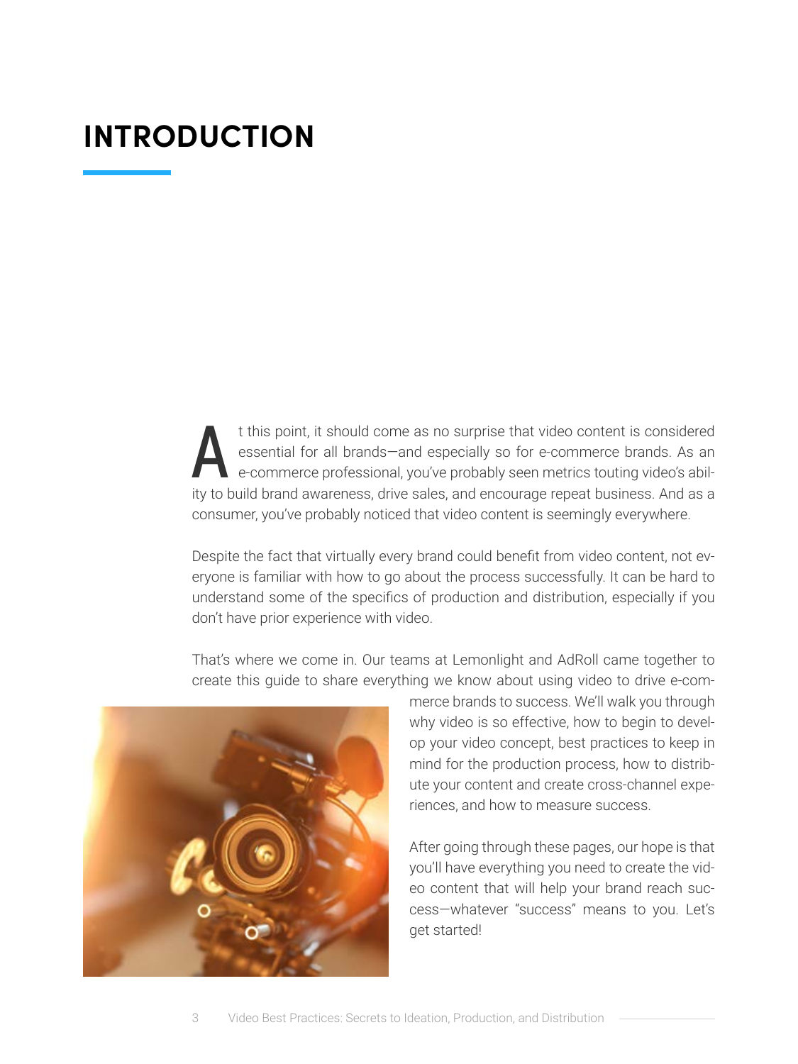# INTRODUCTION

At this point, it should come as no surprise that video content is considered essential for all brands—and especially so for e-commerce brands. As an e-commerce professional, you've probably seen metrics touting video's ability to build brand awareness, drive sales, and encourage repeat business. And as a consumer, you've probably noticed that video content is seemingly everywhere.

Despite the fact that virtually every brand could benefit from video content, not everyone is familiar with how to go about the process successfully. It can be hard to understand some of the specifics of production and distribution, especially if you don't have prior experience with video.

That's where we come in. Our teams at Lemonlight and AdRoll came together to create this guide to share everything we know about using video to drive e-commerce brands to success. We'll walk you through why video is so effective, how to begin to develop your video concept, best practices to keep in mind for the production process, how to distribute your content and create cross-channel experiences, and how to measure success.

After going through these pages, our hope is that you'll have everything you need to create the video content that will help your brand reach success—whatever "success" means to you. Let's get started!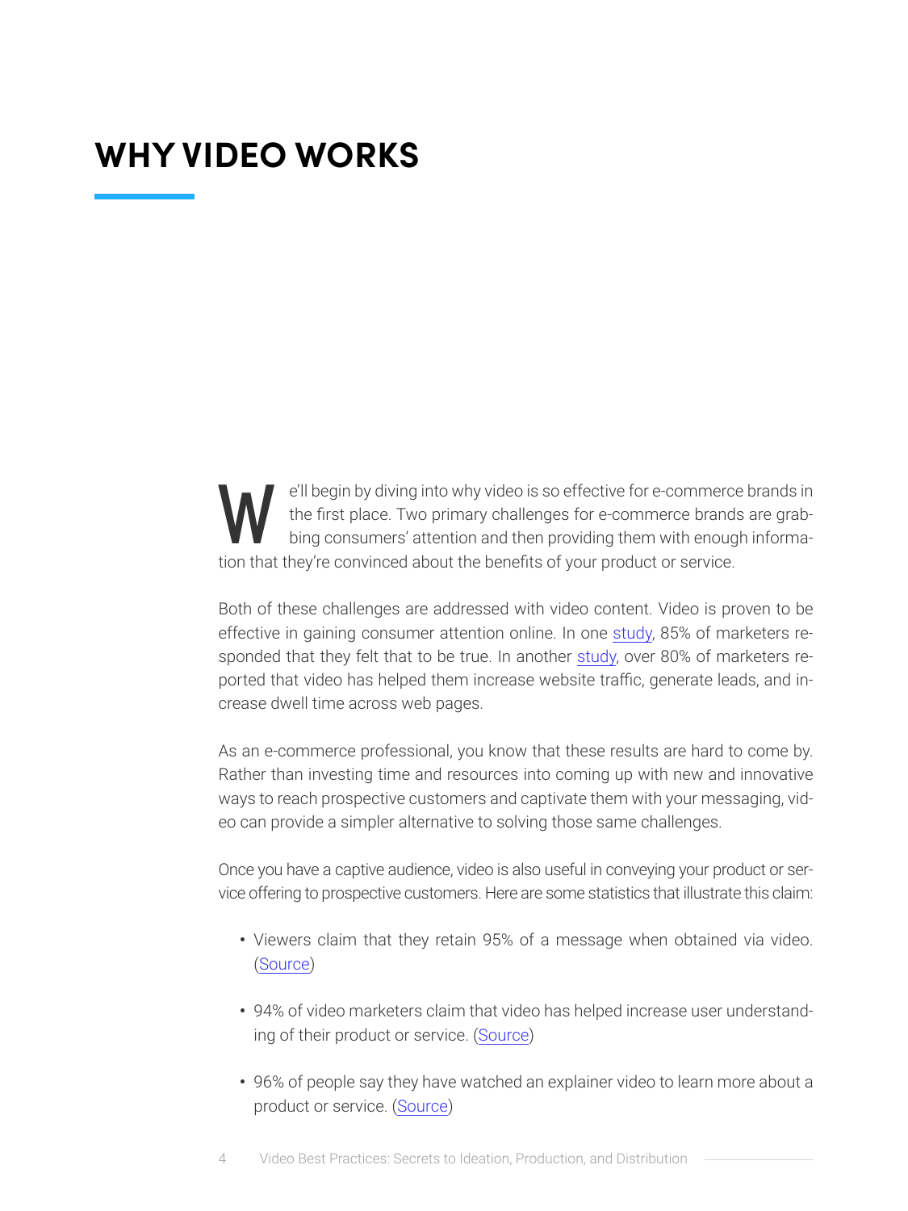# WHY VIDEO WORKS

We'll begin by diving into why video is so effective for e-commerce brands in the first place. Two primary challenges for e-commerce brands are grabbing consumers' attention and then providing them with enough information that they're convinced about the benefits of your product or service.

Both of these challenges are addressed with video content. Video is proven to be effective in gaining consumer attention online. In one study, 85% of marketers responded that they felt that to be true. In another study, over 80% of marketers reported that video has helped them increase website traffic, generate leads, and increase dwell time across web pages.

As an e-commerce professional, you know that these results are hard to come by. Rather than investing time and resources into coming up with new and innovative ways to reach prospective customers and captivate them with your messaging, video can provide a simpler alternative to solving those same challenges.

Once you have a captive audience, video is also useful in conveying your product or service offering to prospective customers. Here are some statistics that illustrate this claim:

- Viewers claim that they retain 95% of a message when obtained via video. (Source)
- 94% of video marketers claim that video has helped increase user understanding of their product or service. (Source)
- 96% of people say they have watched an explainer video to learn more about a product or service. (Source)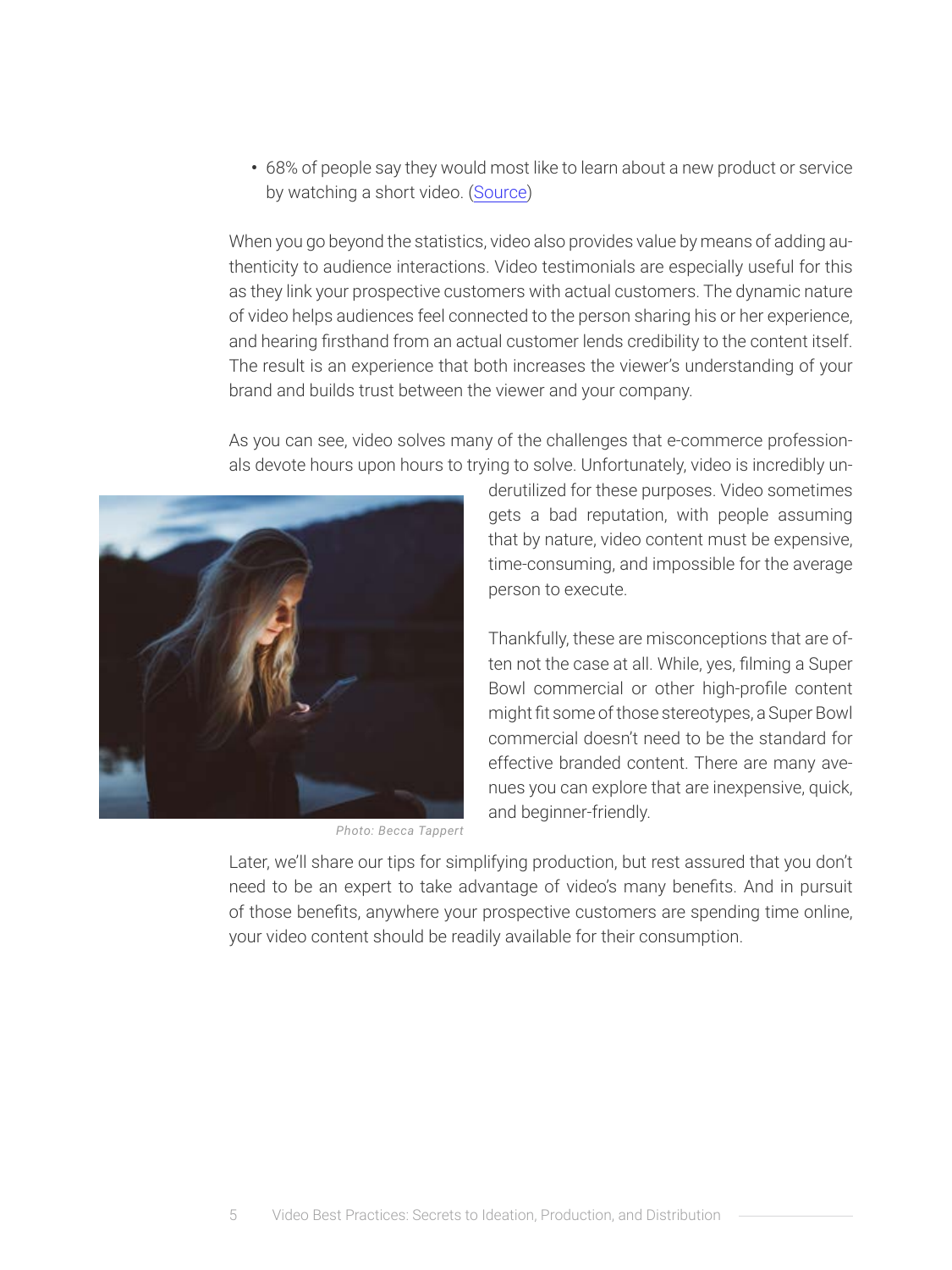- 68% of people say they would most like to learn about a new product or service by watching a short video. (Source)

When you go beyond the statistics, video also provides value by means of adding authenticity to audience interactions. Video testimonials are especially useful for this as they link your prospective customers with actual customers. The dynamic nature of video helps audiences feel connected to the person sharing his or her experience, and hearing firsthand from an actual customer lends credibility to the content itself. The result is an experience that both increases the viewer's understanding of your brand and builds trust between the viewer and your company.

As you can see, video solves many of the challenges that e-commerce professionals devote hours upon hours to trying to solve. Unfortunately, video is incredibly underutilized for these purposes. Video sometimes gets a bad reputation, with people assuming that by nature, video content must be expensive, time-consuming, and impossible for the average person to execute.

Photo: Becca Tappert

Thankfully, these are misconceptions that are often not the case at all. While, yes, filming a Super Bowl commercial or other high-profile content might fit some of those stereotypes, a Super Bowl commercial doesn't need to be the standard for effective branded content. There are many avenues you can explore that are inexpensive, quick, and beginner-friendly.

Later, we'll share our tips for simplifying production, but rest assured that you don't need to be an expert to take advantage of video's many benefits. And in pursuit of those benefits, anywhere your prospective customers are spending time online, your video content should be readily available for their consumption.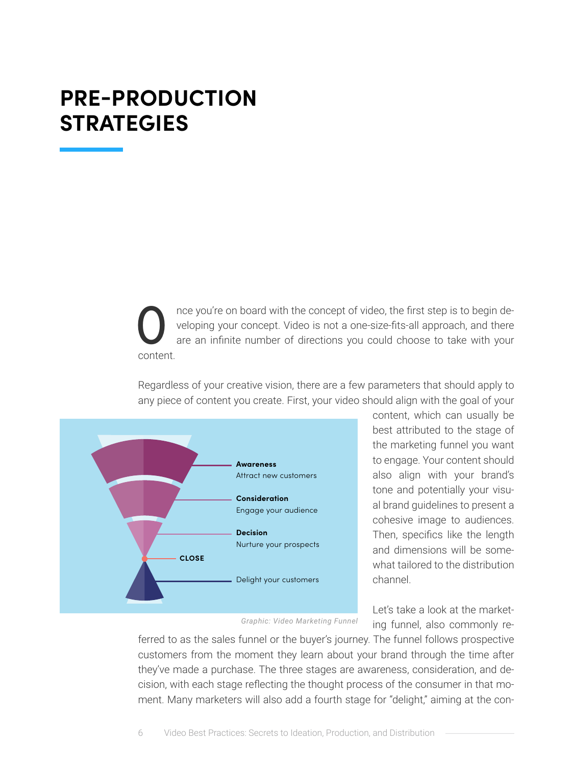# PRE-PRODUCTION STRATEGIES

Once you're on board with the concept of video, the first step is to begin developing your concept. Video is not a one-size-fits-all approach, and there are an infinite number of directions you could choose to take with your content.

Regardless of your creative vision, there are a few parameters that should apply to any piece of content you create. First, your video should align with the goal of your content, which can usually be best attributed to the stage of the marketing funnel you want to engage. Your content should also align with your brand's tone and potentially your visual brand guidelines to present a cohesive image to audiences. Then, specifics like the length and dimensions will be somewhat tailored to the distribution channel.

**Awareness**
Attract new customers

**Consideration**
Engage your audience

**Decision**
Nurture your prospects

**CLOSE**

Delight your customers

*Graphic: Video Marketing Funnel*

Let's take a look at the marketing funnel, also commonly referred to as the sales funnel or the buyer's journey. The funnel follows prospective customers from the moment they learn about your brand through the time after they've made a purchase. The three stages are awareness, consideration, and decision, with each stage reflecting the thought process of the consumer in that moment. Many marketers will also add a fourth stage for "delight," aiming at the con-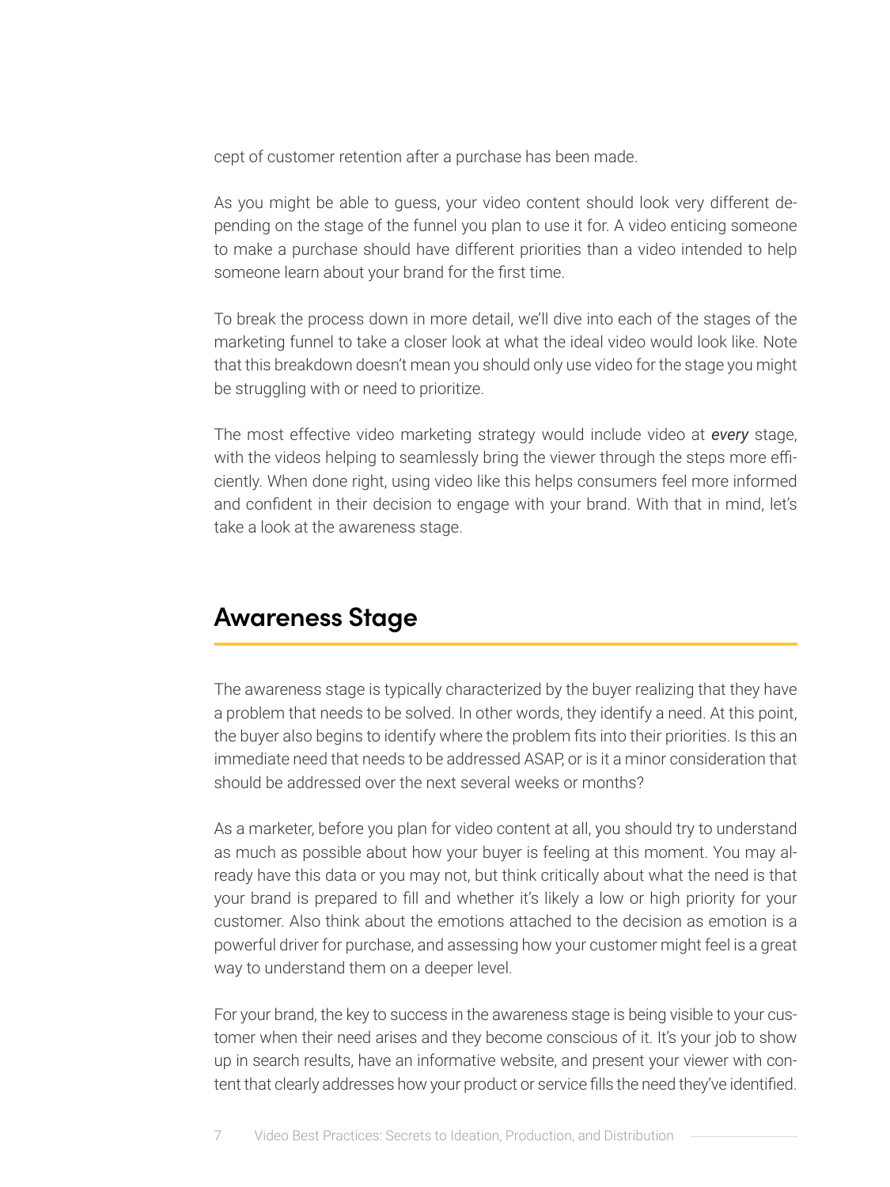cept of customer retention after a purchase has been made.

As you might be able to guess, your video content should look very different depending on the stage of the funnel you plan to use it for. A video enticing someone to make a purchase should have different priorities than a video intended to help someone learn about your brand for the first time.

To break the process down in more detail, we'll dive into each of the stages of the marketing funnel to take a closer look at what the ideal video would look like. Note that this breakdown doesn't mean you should only use video for the stage you might be struggling with or need to prioritize.

The most effective video marketing strategy would include video at ***every*** stage, with the videos helping to seamlessly bring the viewer through the steps more efficiently. When done right, using video like this helps consumers feel more informed and confident in their decision to engage with your brand. With that in mind, let's take a look at the awareness stage.

## Awareness Stage

The awareness stage is typically characterized by the buyer realizing that they have a problem that needs to be solved. In other words, they identify a need. At this point, the buyer also begins to identify where the problem fits into their priorities. Is this an immediate need that needs to be addressed ASAP, or is it a minor consideration that should be addressed over the next several weeks or months?

As a marketer, before you plan for video content at all, you should try to understand as much as possible about how your buyer is feeling at this moment. You may already have this data or you may not, but think critically about what the need is that your brand is prepared to fill and whether it's likely a low or high priority for your customer. Also think about the emotions attached to the decision as emotion is a powerful driver for purchase, and assessing how your customer might feel is a great way to understand them on a deeper level.

For your brand, the key to success in the awareness stage is being visible to your customer when their need arises and they become conscious of it. It's your job to show up in search results, have an informative website, and present your viewer with content that clearly addresses how your product or service fills the need they've identified.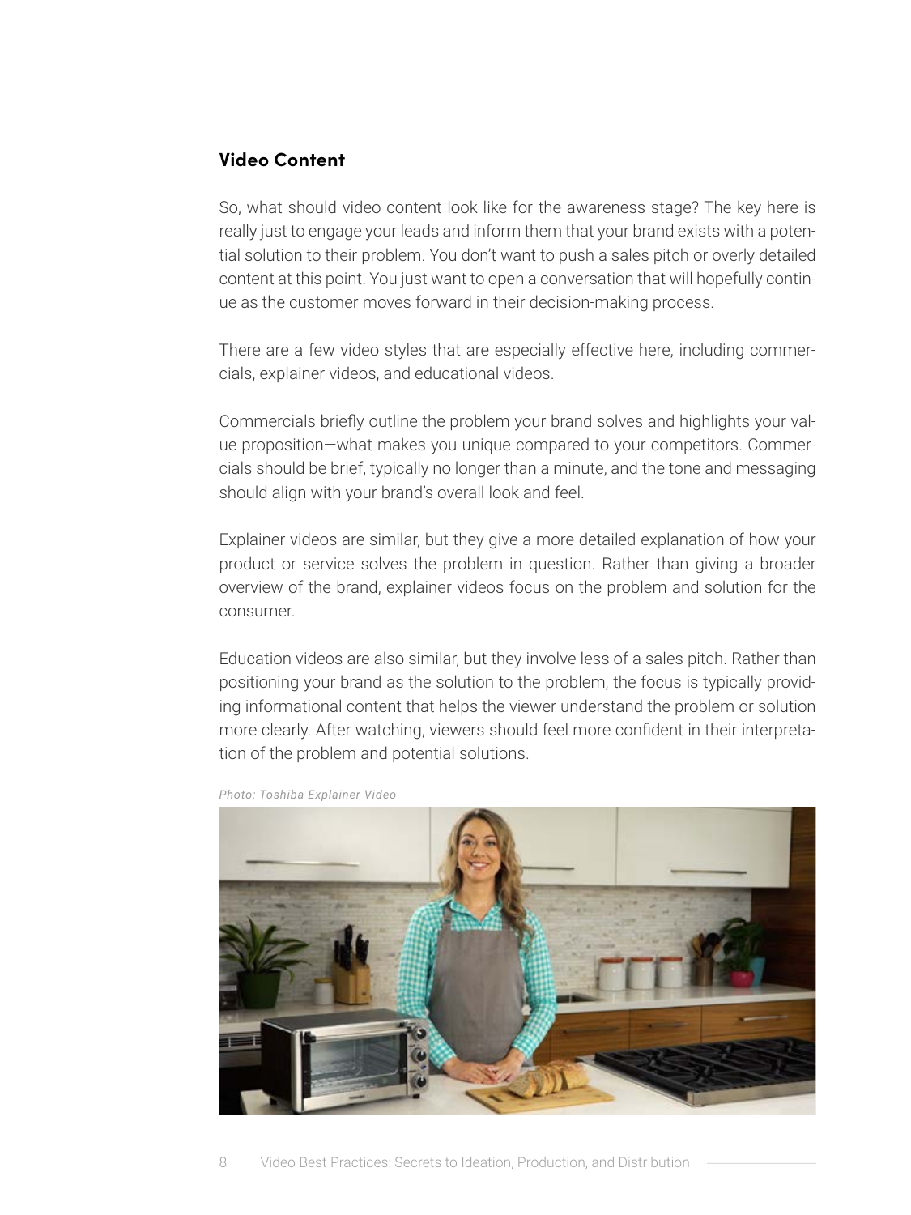## Video Content

So, what should video content look like for the awareness stage? The key here is really just to engage your leads and inform them that your brand exists with a potential solution to their problem. You don't want to push a sales pitch or overly detailed content at this point. You just want to open a conversation that will hopefully continue as the customer moves forward in their decision-making process.

There are a few video styles that are especially effective here, including commercials, explainer videos, and educational videos.

Commercials briefly outline the problem your brand solves and highlights your value proposition—what makes you unique compared to your competitors. Commercials should be brief, typically no longer than a minute, and the tone and messaging should align with your brand's overall look and feel.

Explainer videos are similar, but they give a more detailed explanation of how your product or service solves the problem in question. Rather than giving a broader overview of the brand, explainer videos focus on the problem and solution for the consumer.

Education videos are also similar, but they involve less of a sales pitch. Rather than positioning your brand as the solution to the problem, the focus is typically providing informational content that helps the viewer understand the problem or solution more clearly. After watching, viewers should feel more confident in their interpretation of the problem and potential solutions.

*Photo: Toshiba Explainer Video*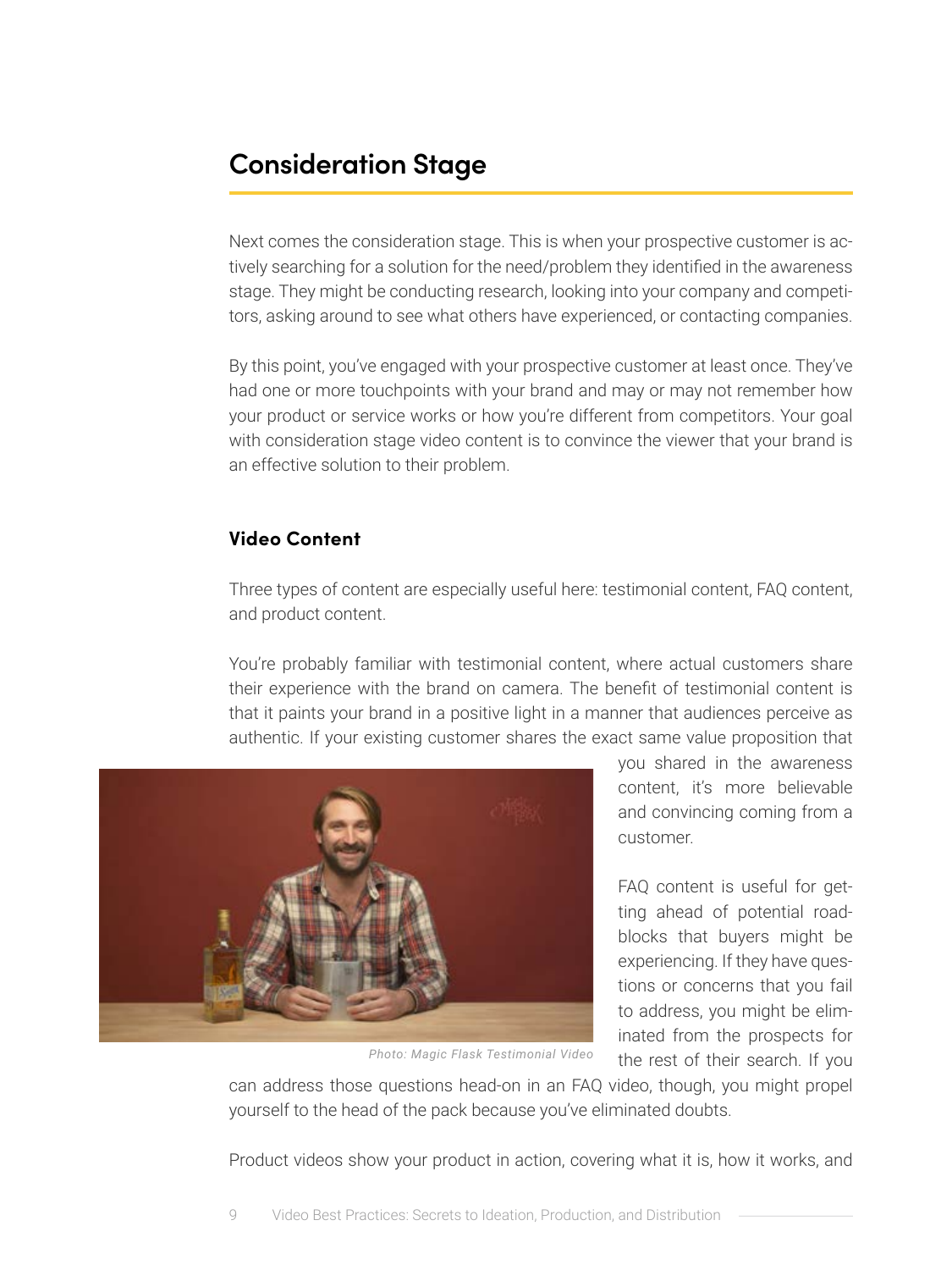## Consideration Stage

Next comes the consideration stage. This is when your prospective customer is actively searching for a solution for the need/problem they identified in the awareness stage. They might be conducting research, looking into your company and competitors, asking around to see what others have experienced, or contacting companies.

By this point, you've engaged with your prospective customer at least once. They've had one or more touchpoints with your brand and may or may not remember how your product or service works or how you're different from competitors. Your goal with consideration stage video content is to convince the viewer that your brand is an effective solution to their problem.

### Video Content

Three types of content are especially useful here: testimonial content, FAQ content, and product content.

You're probably familiar with testimonial content, where actual customers share their experience with the brand on camera. The benefit of testimonial content is that it paints your brand in a positive light in a manner that audiences perceive as authentic. If your existing customer shares the exact same value proposition that you shared in the awareness content, it's more believable and convincing coming from a customer.

*Photo: Magic Flask Testimonial Video*

FAQ content is useful for getting ahead of potential roadblocks that buyers might be experiencing. If they have questions or concerns that you fail to address, you might be eliminated from the prospects for the rest of their search. If you can address those questions head-on in an FAQ video, though, you might propel yourself to the head of the pack because you've eliminated doubts.

Product videos show your product in action, covering what it is, how it works, and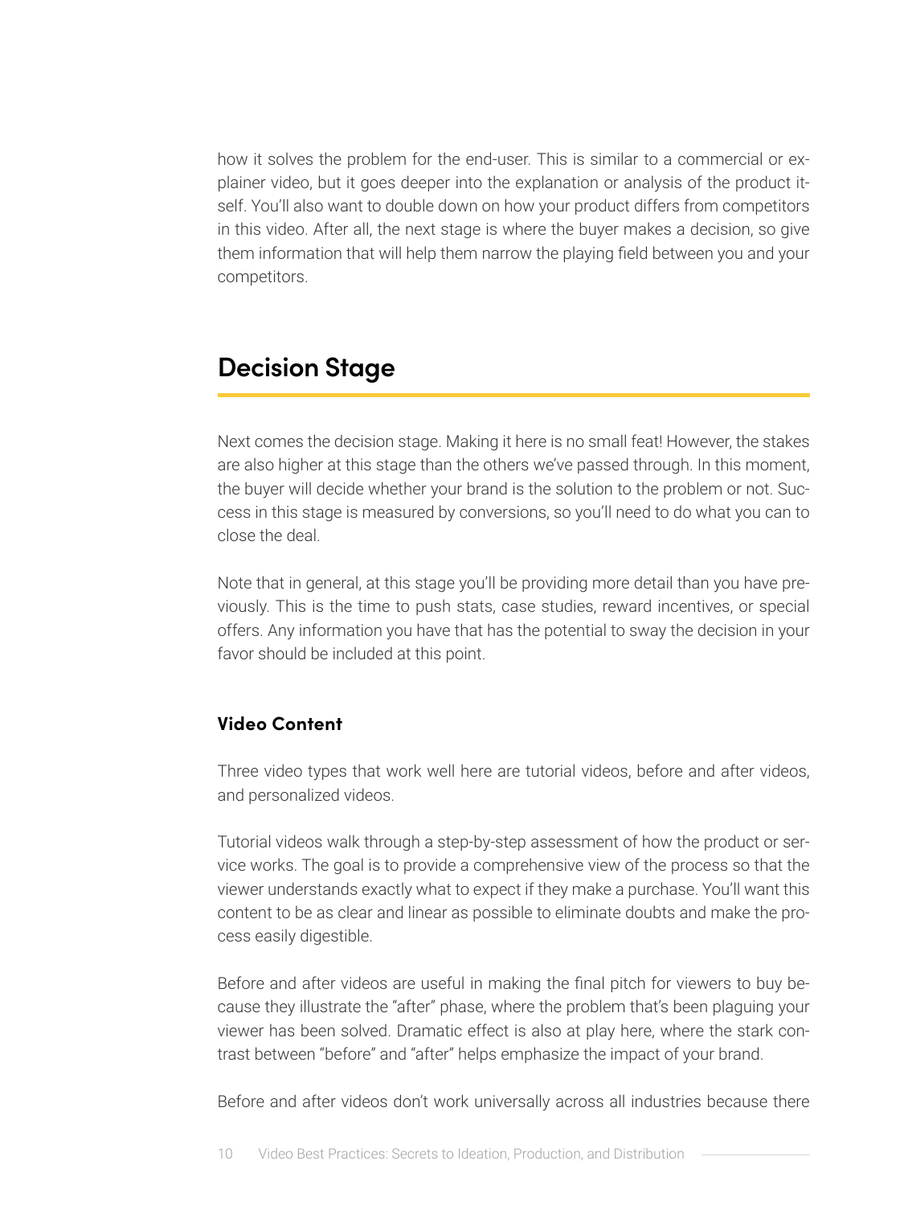how it solves the problem for the end-user. This is similar to a commercial or explainer video, but it goes deeper into the explanation or analysis of the product itself. You'll also want to double down on how your product differs from competitors in this video. After all, the next stage is where the buyer makes a decision, so give them information that will help them narrow the playing field between you and your competitors.

## Decision Stage

Next comes the decision stage. Making it here is no small feat! However, the stakes are also higher at this stage than the others we've passed through. In this moment, the buyer will decide whether your brand is the solution to the problem or not. Success in this stage is measured by conversions, so you'll need to do what you can to close the deal.

Note that in general, at this stage you'll be providing more detail than you have previously. This is the time to push stats, case studies, reward incentives, or special offers. Any information you have that has the potential to sway the decision in your favor should be included at this point.

### Video Content

Three video types that work well here are tutorial videos, before and after videos, and personalized videos.

Tutorial videos walk through a step-by-step assessment of how the product or service works. The goal is to provide a comprehensive view of the process so that the viewer understands exactly what to expect if they make a purchase. You'll want this content to be as clear and linear as possible to eliminate doubts and make the process easily digestible.

Before and after videos are useful in making the final pitch for viewers to buy because they illustrate the "after" phase, where the problem that's been plaguing your viewer has been solved. Dramatic effect is also at play here, where the stark contrast between "before" and "after" helps emphasize the impact of your brand.

Before and after videos don't work universally across all industries because there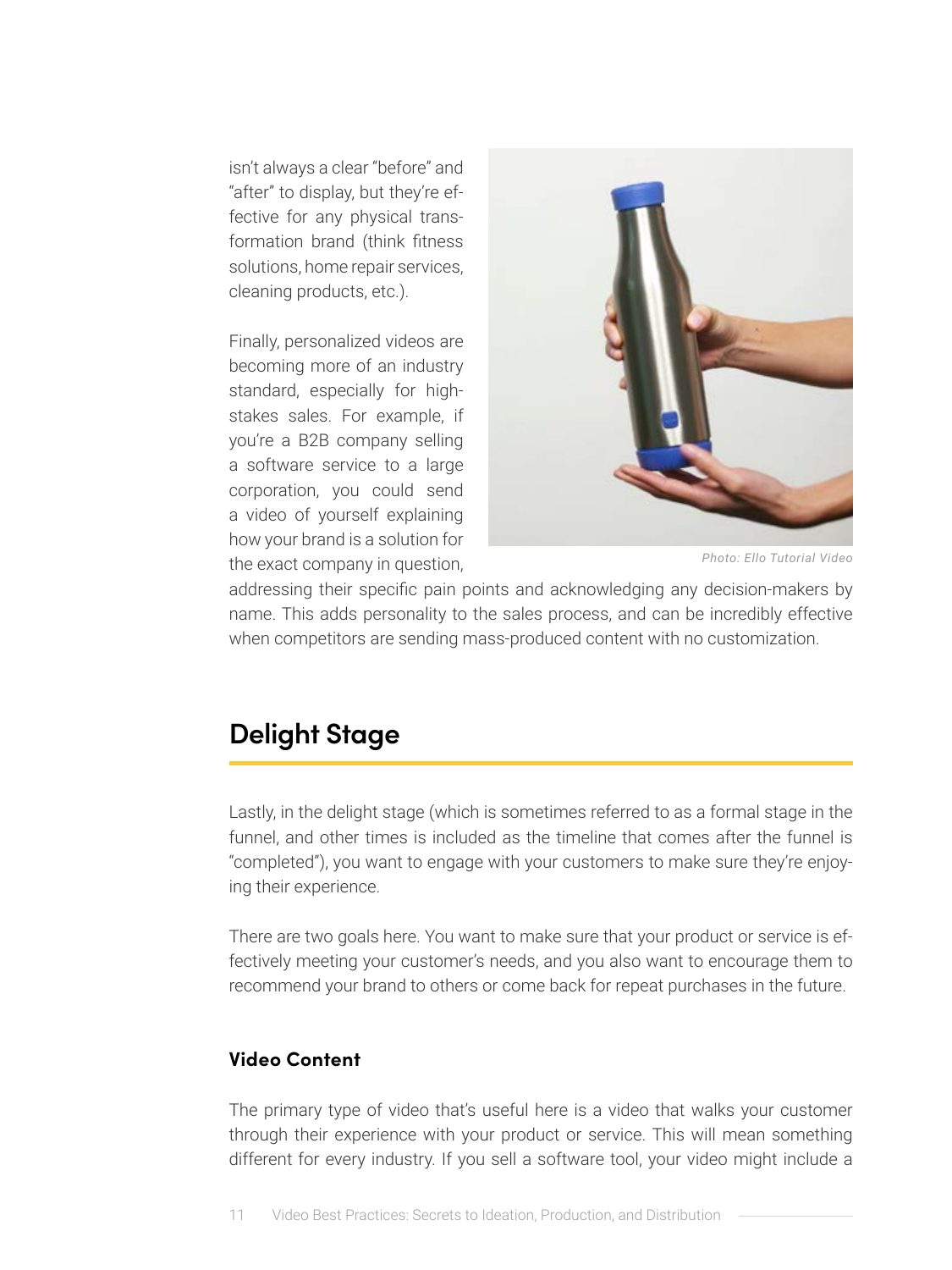isn't always a clear "before" and "after" to display, but they're effective for any physical transformation brand (think fitness solutions, home repair services, cleaning products, etc.).

Finally, personalized videos are becoming more of an industry standard, especially for high-stakes sales. For example, if you're a B2B company selling a software service to a large corporation, you could send a video of yourself explaining how your brand is a solution for the exact company in question, addressing their specific pain points and acknowledging any decision-makers by name. This adds personality to the sales process, and can be incredibly effective when competitors are sending mass-produced content with no customization.

*Photo: Ello Tutorial Video*

## Delight Stage

Lastly, in the delight stage (which is sometimes referred to as a formal stage in the funnel, and other times is included as the timeline that comes after the funnel is "completed"), you want to engage with your customers to make sure they're enjoying their experience.

There are two goals here. You want to make sure that your product or service is effectively meeting your customer's needs, and you also want to encourage them to recommend your brand to others or come back for repeat purchases in the future.

### Video Content

The primary type of video that's useful here is a video that walks your customer through their experience with your product or service. This will mean something different for every industry. If you sell a software tool, your video might include a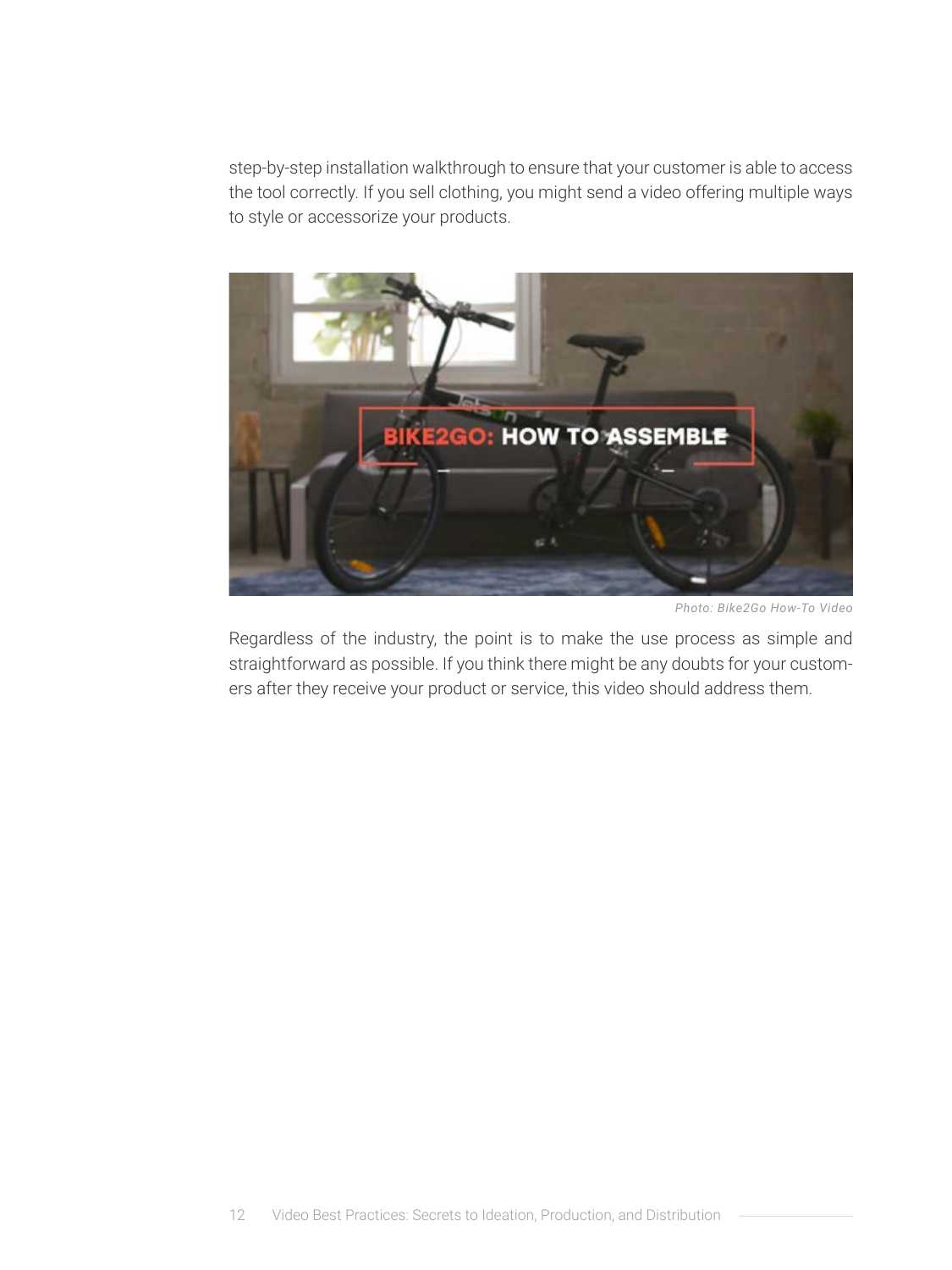step-by-step installation walkthrough to ensure that your customer is able to access the tool correctly. If you sell clothing, you might send a video offering multiple ways to style or accessorize your products.

*Photo: Bike2Go How-To Video*

Regardless of the industry, the point is to make the use process as simple and straightforward as possible. If you think there might be any doubts for your customers after they receive your product or service, this video should address them.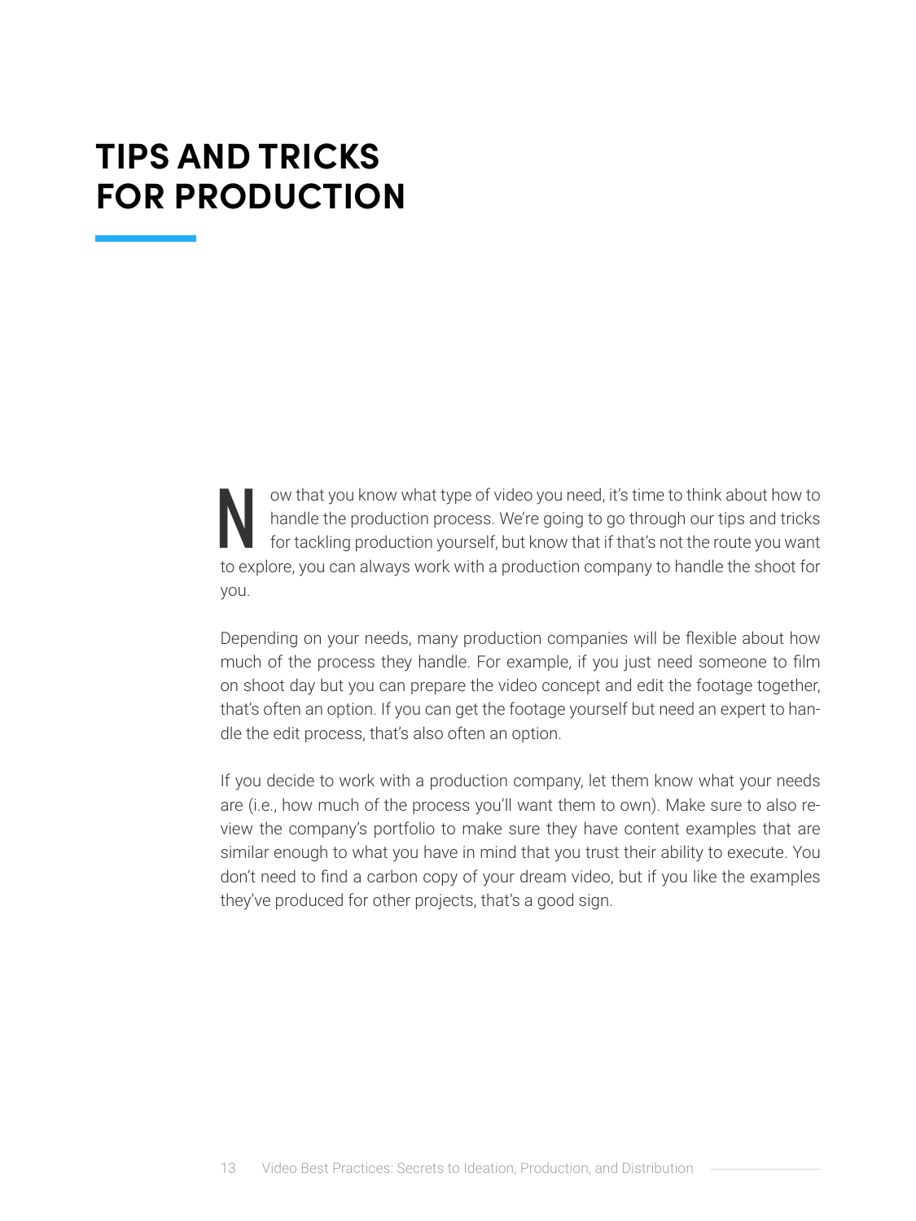# TIPS AND TRICKS FOR PRODUCTION

Now that you know what type of video you need, it's time to think about how to handle the production process. We're going to go through our tips and tricks for tackling production yourself, but know that if that's not the route you want to explore, you can always work with a production company to handle the shoot for you.

Depending on your needs, many production companies will be flexible about how much of the process they handle. For example, if you just need someone to film on shoot day but you can prepare the video concept and edit the footage together, that's often an option. If you can get the footage yourself but need an expert to handle the edit process, that's also often an option.

If you decide to work with a production company, let them know what your needs are (i.e., how much of the process you'll want them to own). Make sure to also review the company's portfolio to make sure they have content examples that are similar enough to what you have in mind that you trust their ability to execute. You don't need to find a carbon copy of your dream video, but if you like the examples they've produced for other projects, that's a good sign.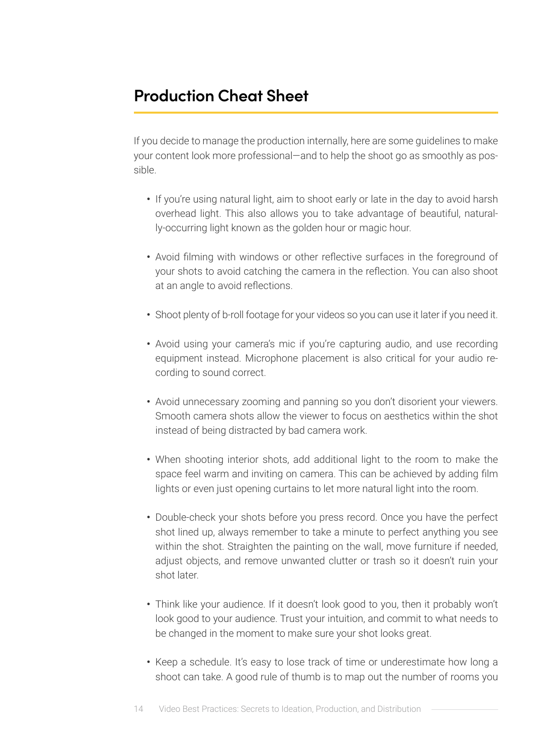## Production Cheat Sheet

If you decide to manage the production internally, here are some guidelines to make your content look more professional—and to help the shoot go as smoothly as possible.

- If you're using natural light, aim to shoot early or late in the day to avoid harsh overhead light. This also allows you to take advantage of beautiful, naturally-occurring light known as the golden hour or magic hour.
- Avoid filming with windows or other reflective surfaces in the foreground of your shots to avoid catching the camera in the reflection. You can also shoot at an angle to avoid reflections.
- Shoot plenty of b-roll footage for your videos so you can use it later if you need it.
- Avoid using your camera's mic if you're capturing audio, and use recording equipment instead. Microphone placement is also critical for your audio recording to sound correct.
- Avoid unnecessary zooming and panning so you don't disorient your viewers. Smooth camera shots allow the viewer to focus on aesthetics within the shot instead of being distracted by bad camera work.
- When shooting interior shots, add additional light to the room to make the space feel warm and inviting on camera. This can be achieved by adding film lights or even just opening curtains to let more natural light into the room.
- Double-check your shots before you press record. Once you have the perfect shot lined up, always remember to take a minute to perfect anything you see within the shot. Straighten the painting on the wall, move furniture if needed, adjust objects, and remove unwanted clutter or trash so it doesn't ruin your shot later.
- Think like your audience. If it doesn't look good to you, then it probably won't look good to your audience. Trust your intuition, and commit to what needs to be changed in the moment to make sure your shot looks great.
- Keep a schedule. It's easy to lose track of time or underestimate how long a shoot can take. A good rule of thumb is to map out the number of rooms you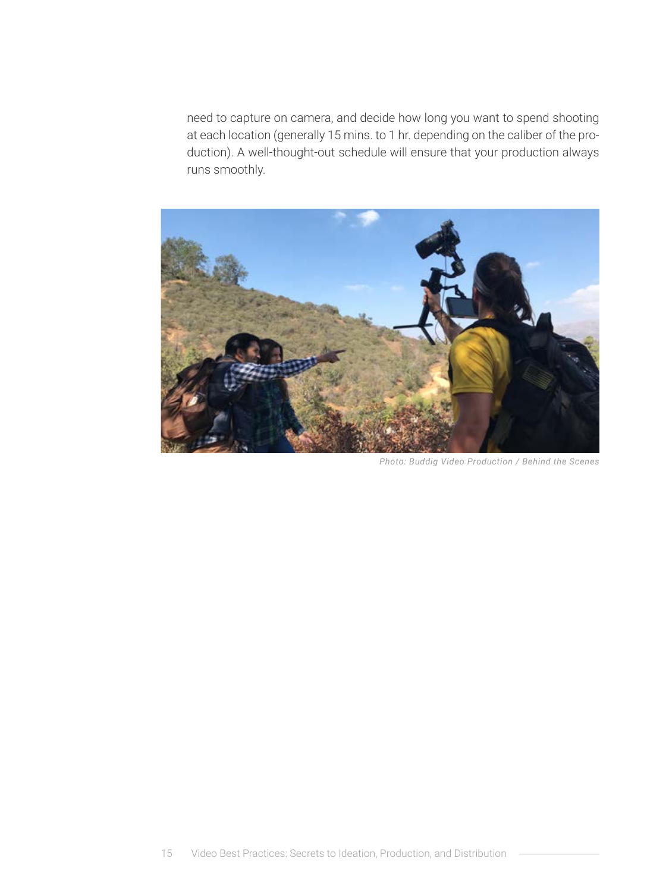need to capture on camera, and decide how long you want to spend shooting at each location (generally 15 mins. to 1 hr. depending on the caliber of the production). A well-thought-out schedule will ensure that your production always runs smoothly.

*Photo: Buddig Video Production / Behind the Scenes*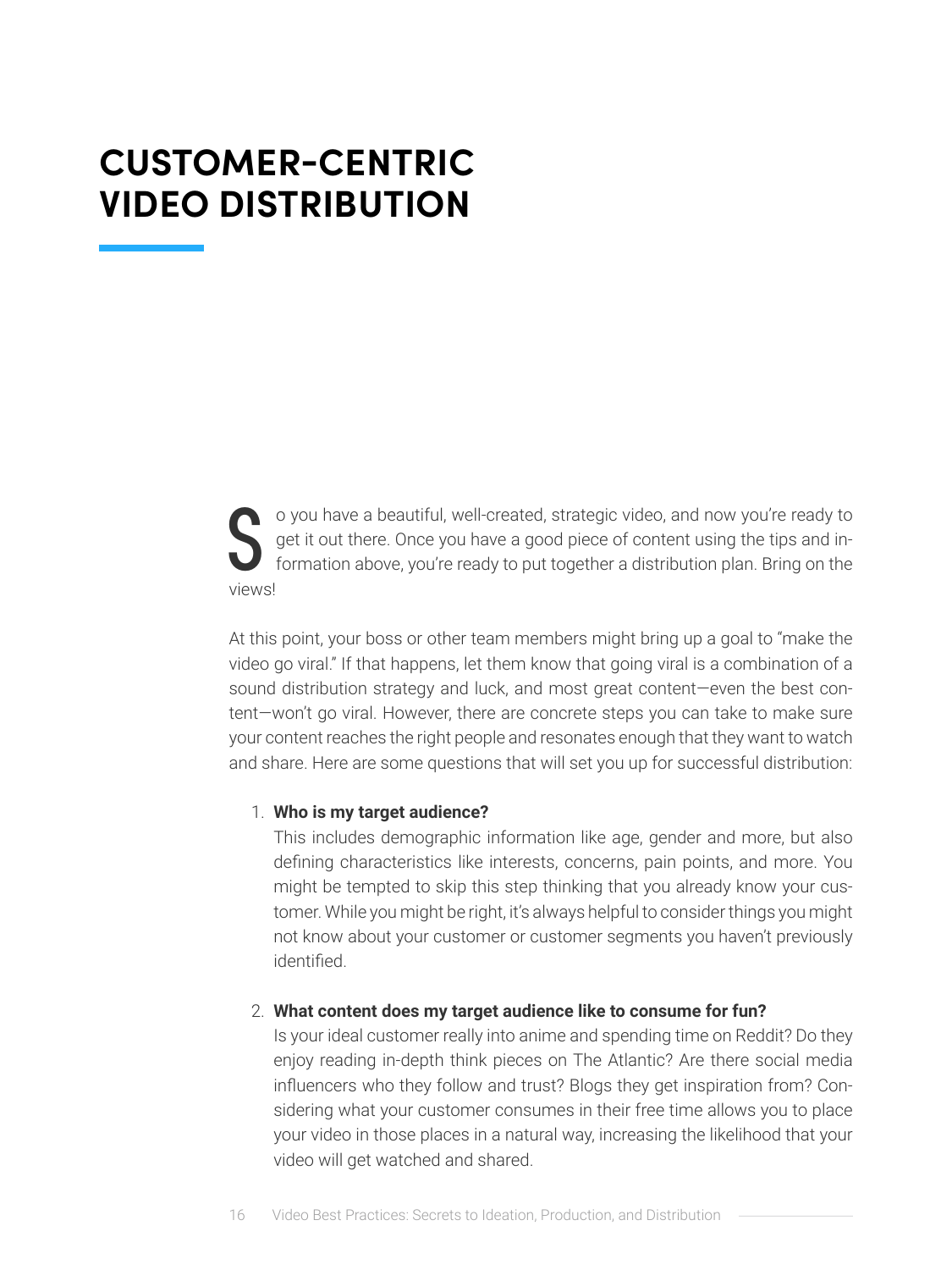# CUSTOMER-CENTRIC VIDEO DISTRIBUTION

So you have a beautiful, well-created, strategic video, and now you're ready to get it out there. Once you have a good piece of content using the tips and information above, you're ready to put together a distribution plan. Bring on the views!

At this point, your boss or other team members might bring up a goal to "make the video go viral." If that happens, let them know that going viral is a combination of a sound distribution strategy and luck, and most great content—even the best content—won't go viral. However, there are concrete steps you can take to make sure your content reaches the right people and resonates enough that they want to watch and share. Here are some questions that will set you up for successful distribution:

1. **Who is my target audience?**
   This includes demographic information like age, gender and more, but also defining characteristics like interests, concerns, pain points, and more. You might be tempted to skip this step thinking that you already know your customer. While you might be right, it's always helpful to consider things you might not know about your customer or customer segments you haven't previously identified.

2. **What content does my target audience like to consume for fun?**
   Is your ideal customer really into anime and spending time on Reddit? Do they enjoy reading in-depth think pieces on The Atlantic? Are there social media influencers who they follow and trust? Blogs they get inspiration from? Considering what your customer consumes in their free time allows you to place your video in those places in a natural way, increasing the likelihood that your video will get watched and shared.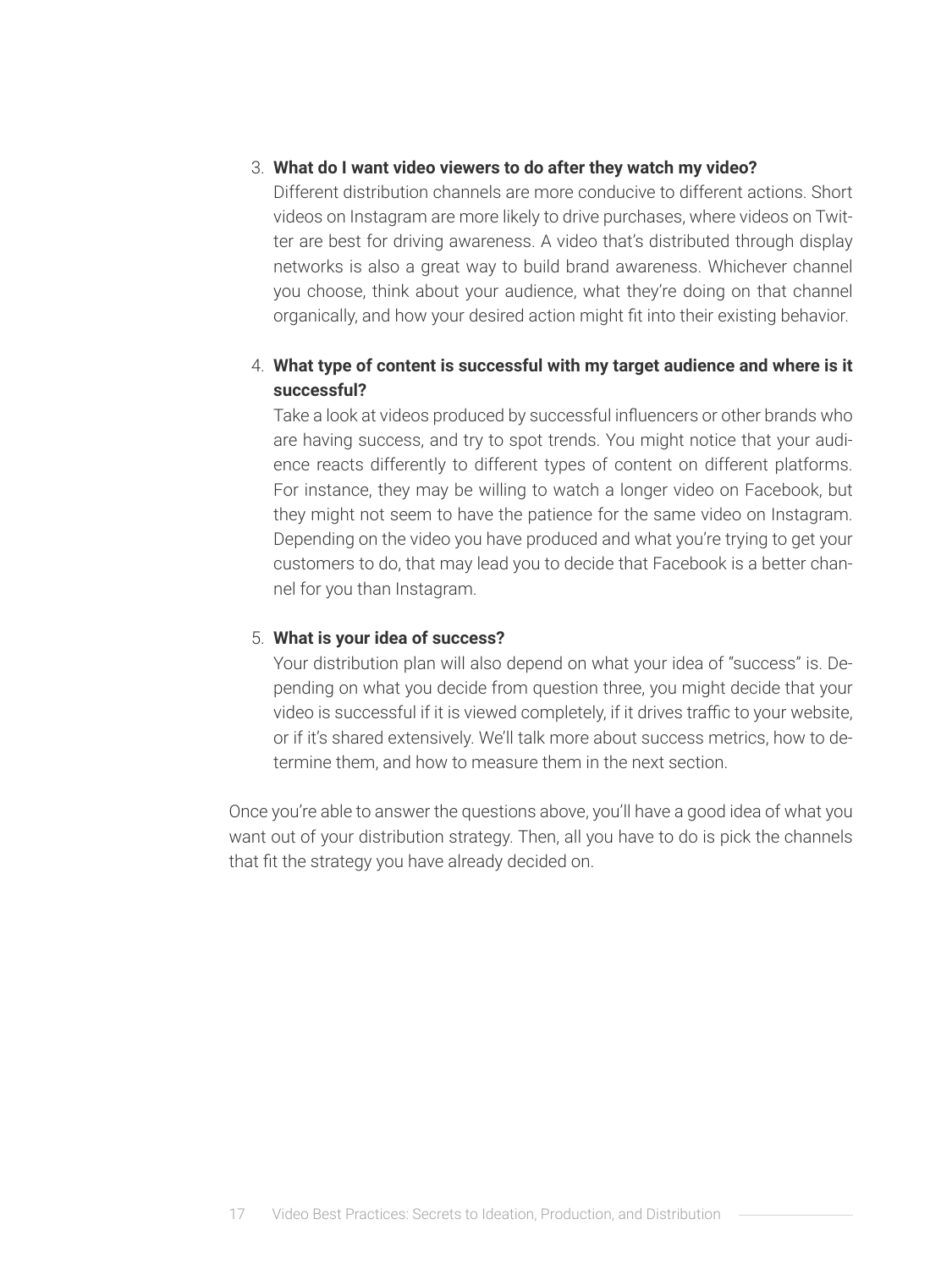3. **What do I want video viewers to do after they watch my video?**
   Different distribution channels are more conducive to different actions. Short videos on Instagram are more likely to drive purchases, where videos on Twitter are best for driving awareness. A video that's distributed through display networks is also a great way to build brand awareness. Whichever channel you choose, think about your audience, what they're doing on that channel organically, and how your desired action might fit into their existing behavior.

4. **What type of content is successful with my target audience and where is it successful?**
   Take a look at videos produced by successful influencers or other brands who are having success, and try to spot trends. You might notice that your audience reacts differently to different types of content on different platforms. For instance, they may be willing to watch a longer video on Facebook, but they might not seem to have the patience for the same video on Instagram. Depending on the video you have produced and what you're trying to get your customers to do, that may lead you to decide that Facebook is a better channel for you than Instagram.

5. **What is your idea of success?**
   Your distribution plan will also depend on what your idea of "success" is. Depending on what you decide from question three, you might decide that your video is successful if it is viewed completely, if it drives traffic to your website, or if it's shared extensively. We'll talk more about success metrics, how to determine them, and how to measure them in the next section.

Once you're able to answer the questions above, you'll have a good idea of what you want out of your distribution strategy. Then, all you have to do is pick the channels that fit the strategy you have already decided on.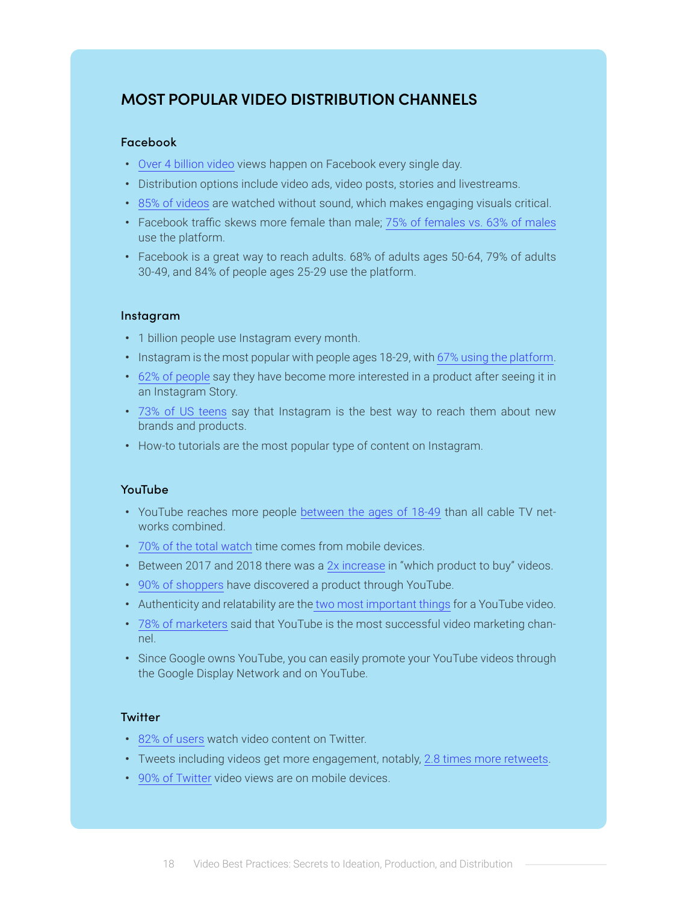## MOST POPULAR VIDEO DISTRIBUTION CHANNELS

### Facebook

- Over 4 billion video views happen on Facebook every single day.
- Distribution options include video ads, video posts, stories and livestreams.
- 85% of videos are watched without sound, which makes engaging visuals critical.
- Facebook traffic skews more female than male; 75% of females vs. 63% of males use the platform.
- Facebook is a great way to reach adults. 68% of adults ages 50-64, 79% of adults 30-49, and 84% of people ages 25-29 use the platform.

### Instagram

- 1 billion people use Instagram every month.
- Instagram is the most popular with people ages 18-29, with 67% using the platform.
- 62% of people say they have become more interested in a product after seeing it in an Instagram Story.
- 73% of US teens say that Instagram is the best way to reach them about new brands and products.
- How-to tutorials are the most popular type of content on Instagram.

### YouTube

- YouTube reaches more people between the ages of 18-49 than all cable TV networks combined.
- 70% of the total watch time comes from mobile devices.
- Between 2017 and 2018 there was a 2x increase in "which product to buy" videos.
- 90% of shoppers have discovered a product through YouTube.
- Authenticity and relatability are the two most important things for a YouTube video.
- 78% of marketers said that YouTube is the most successful video marketing channel.
- Since Google owns YouTube, you can easily promote your YouTube videos through the Google Display Network and on YouTube.

### Twitter

- 82% of users watch video content on Twitter.
- Tweets including videos get more engagement, notably, 2.8 times more retweets.
- 90% of Twitter video views are on mobile devices.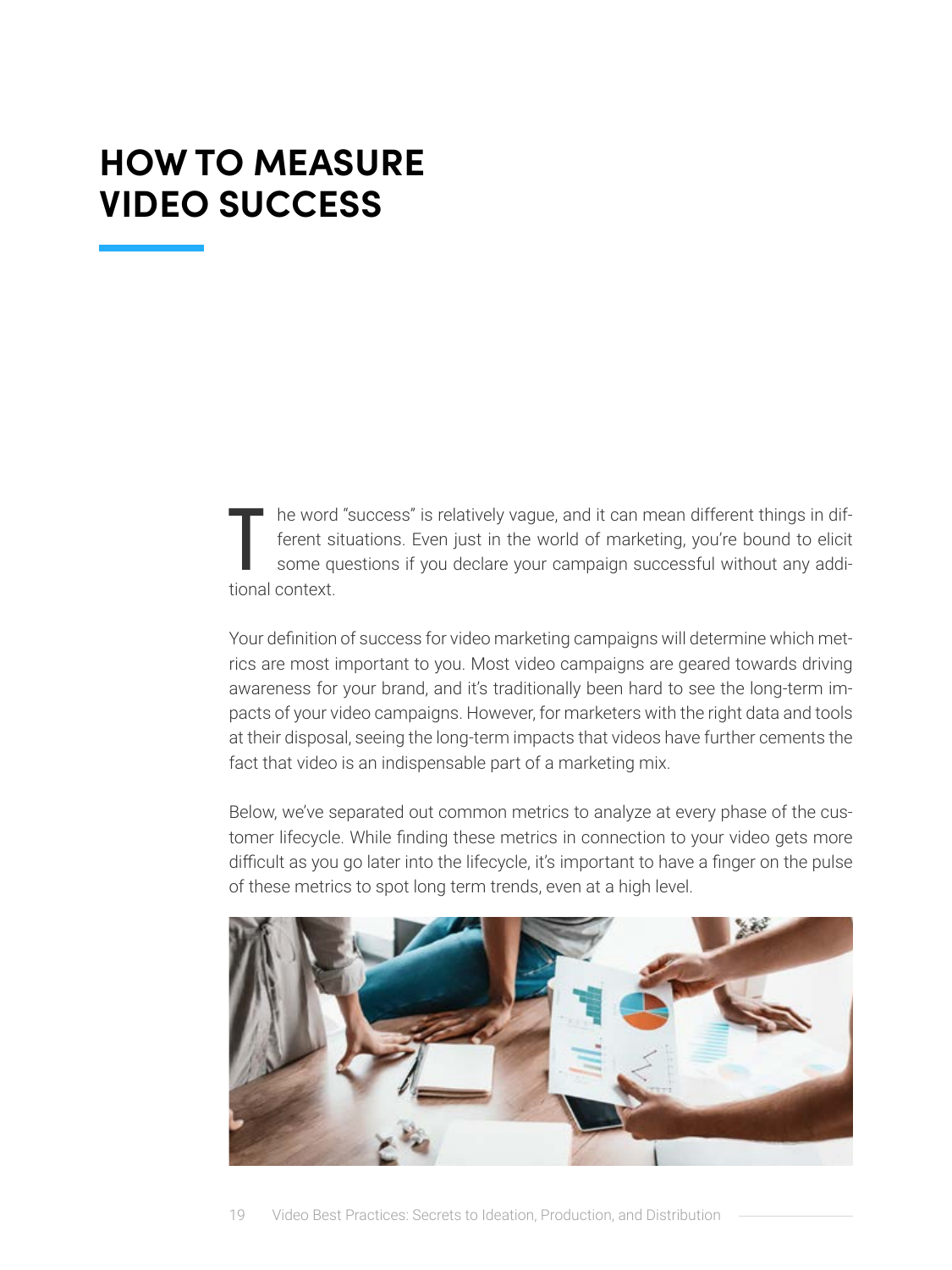# HOW TO MEASURE VIDEO SUCCESS

The word "success" is relatively vague, and it can mean different things in different situations. Even just in the world of marketing, you're bound to elicit some questions if you declare your campaign successful without any additional context.

Your definition of success for video marketing campaigns will determine which metrics are most important to you. Most video campaigns are geared towards driving awareness for your brand, and it's traditionally been hard to see the long-term impacts of your video campaigns. However, for marketers with the right data and tools at their disposal, seeing the long-term impacts that videos have further cements the fact that video is an indispensable part of a marketing mix.

Below, we've separated out common metrics to analyze at every phase of the customer lifecycle. While finding these metrics in connection to your video gets more difficult as you go later into the lifecycle, it's important to have a finger on the pulse of these metrics to spot long term trends, even at a high level.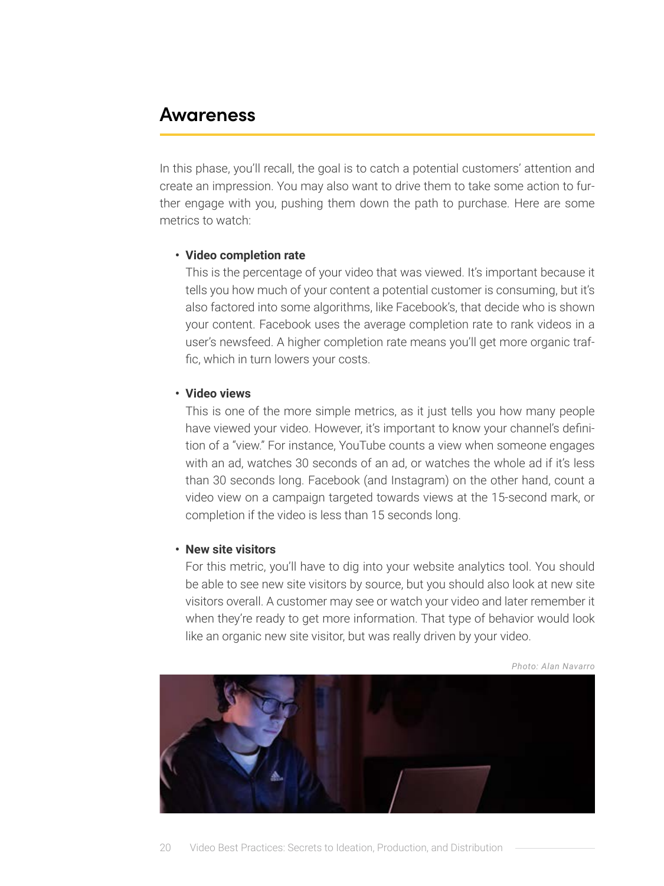## Awareness

In this phase, you'll recall, the goal is to catch a potential customers' attention and create an impression. You may also want to drive them to take some action to further engage with you, pushing them down the path to purchase. Here are some metrics to watch:

- **Video completion rate**
  This is the percentage of your video that was viewed. It's important because it tells you how much of your content a potential customer is consuming, but it's also factored into some algorithms, like Facebook's, that decide who is shown your content. Facebook uses the average completion rate to rank videos in a user's newsfeed. A higher completion rate means you'll get more organic traffic, which in turn lowers your costs.

- **Video views**
  This is one of the more simple metrics, as it just tells you how many people have viewed your video. However, it's important to know your channel's definition of a "view." For instance, YouTube counts a view when someone engages with an ad, watches 30 seconds of an ad, or watches the whole ad if it's less than 30 seconds long. Facebook (and Instagram) on the other hand, count a video view on a campaign targeted towards views at the 15-second mark, or completion if the video is less than 15 seconds long.

- **New site visitors**
  For this metric, you'll have to dig into your website analytics tool. You should be able to see new site visitors by source, but you should also look at new site visitors overall. A customer may see or watch your video and later remember it when they're ready to get more information. That type of behavior would look like an organic new site visitor, but was really driven by your video.

*Photo: Alan Navarro*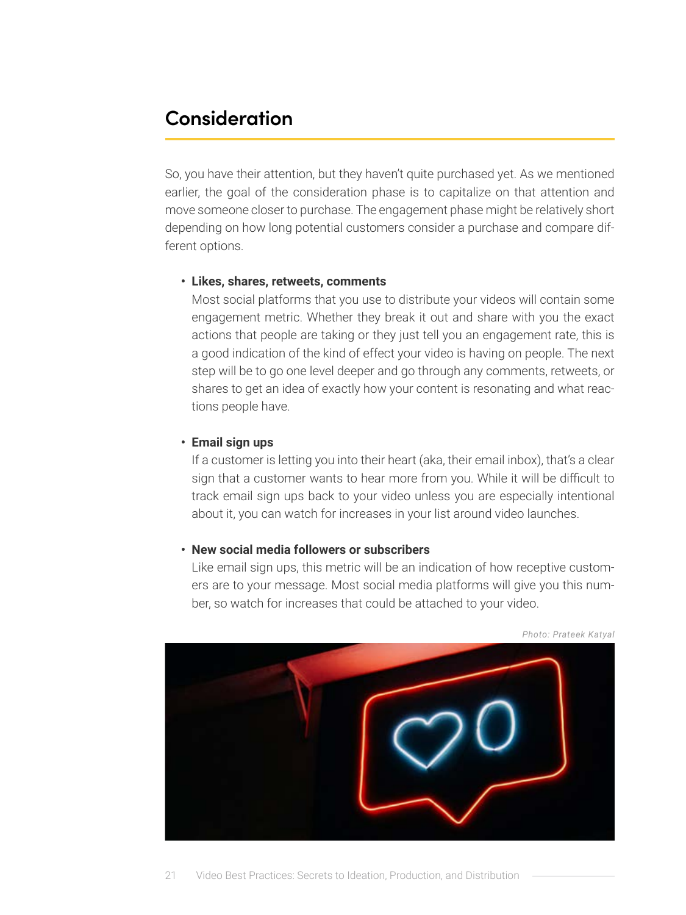## Consideration

So, you have their attention, but they haven't quite purchased yet. As we mentioned earlier, the goal of the consideration phase is to capitalize on that attention and move someone closer to purchase. The engagement phase might be relatively short depending on how long potential customers consider a purchase and compare different options.

- **Likes, shares, retweets, comments**
  Most social platforms that you use to distribute your videos will contain some engagement metric. Whether they break it out and share with you the exact actions that people are taking or they just tell you an engagement rate, this is a good indication of the kind of effect your video is having on people. The next step will be to go one level deeper and go through any comments, retweets, or shares to get an idea of exactly how your content is resonating and what reactions people have.

- **Email sign ups**
  If a customer is letting you into their heart (aka, their email inbox), that's a clear sign that a customer wants to hear more from you. While it will be difficult to track email sign ups back to your video unless you are especially intentional about it, you can watch for increases in your list around video launches.

- **New social media followers or subscribers**
  Like email sign ups, this metric will be an indication of how receptive customers are to your message. Most social media platforms will give you this number, so watch for increases that could be attached to your video.

*Photo: Prateek Katyal*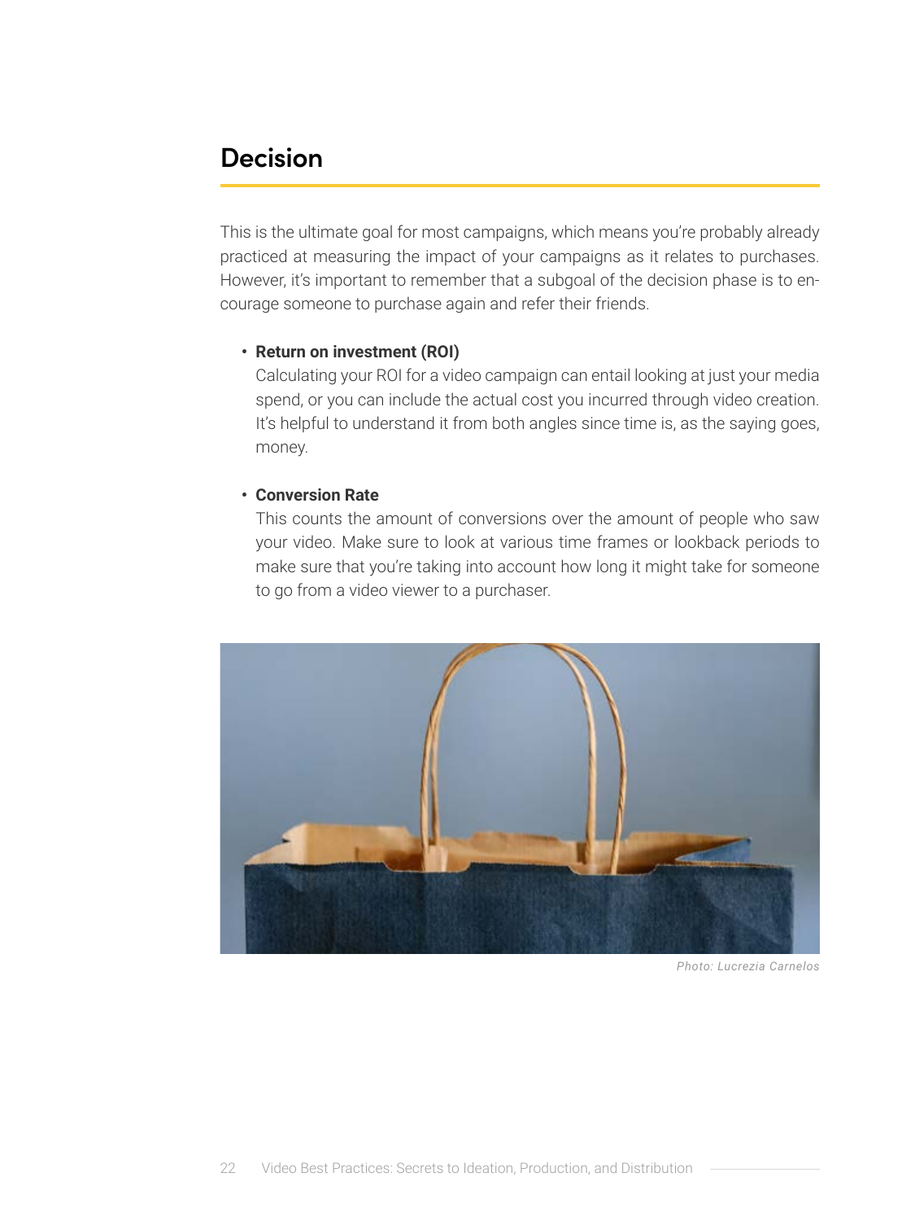## Decision

This is the ultimate goal for most campaigns, which means you're probably already practiced at measuring the impact of your campaigns as it relates to purchases. However, it's important to remember that a subgoal of the decision phase is to encourage someone to purchase again and refer their friends.

- **Return on investment (ROI)**
  Calculating your ROI for a video campaign can entail looking at just your media spend, or you can include the actual cost you incurred through video creation. It's helpful to understand it from both angles since time is, as the saying goes, money.

- **Conversion Rate**
  This counts the amount of conversions over the amount of people who saw your video. Make sure to look at various time frames or lookback periods to make sure that you're taking into account how long it might take for someone to go from a video viewer to a purchaser.

*Photo: Lucrezia Carnelos*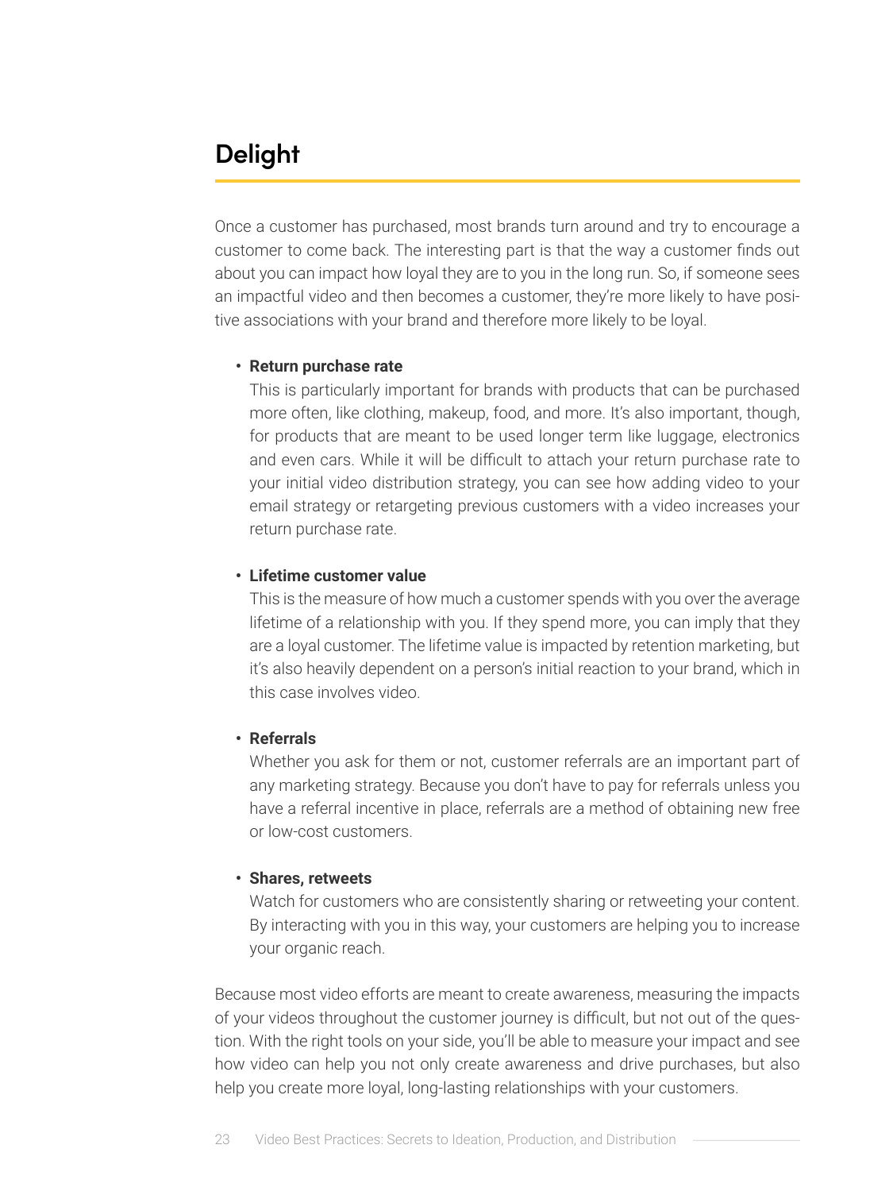## Delight

Once a customer has purchased, most brands turn around and try to encourage a customer to come back. The interesting part is that the way a customer finds out about you can impact how loyal they are to you in the long run. So, if someone sees an impactful video and then becomes a customer, they're more likely to have positive associations with your brand and therefore more likely to be loyal.

- **Return purchase rate**
  This is particularly important for brands with products that can be purchased more often, like clothing, makeup, food, and more. It's also important, though, for products that are meant to be used longer term like luggage, electronics and even cars. While it will be difficult to attach your return purchase rate to your initial video distribution strategy, you can see how adding video to your email strategy or retargeting previous customers with a video increases your return purchase rate.

- **Lifetime customer value**
  This is the measure of how much a customer spends with you over the average lifetime of a relationship with you. If they spend more, you can imply that they are a loyal customer. The lifetime value is impacted by retention marketing, but it's also heavily dependent on a person's initial reaction to your brand, which in this case involves video.

- **Referrals**
  Whether you ask for them or not, customer referrals are an important part of any marketing strategy. Because you don't have to pay for referrals unless you have a referral incentive in place, referrals are a method of obtaining new free or low-cost customers.

- **Shares, retweets**
  Watch for customers who are consistently sharing or retweeting your content. By interacting with you in this way, your customers are helping you to increase your organic reach.

Because most video efforts are meant to create awareness, measuring the impacts of your videos throughout the customer journey is difficult, but not out of the question. With the right tools on your side, you'll be able to measure your impact and see how video can help you not only create awareness and drive purchases, but also help you create more loyal, long-lasting relationships with your customers.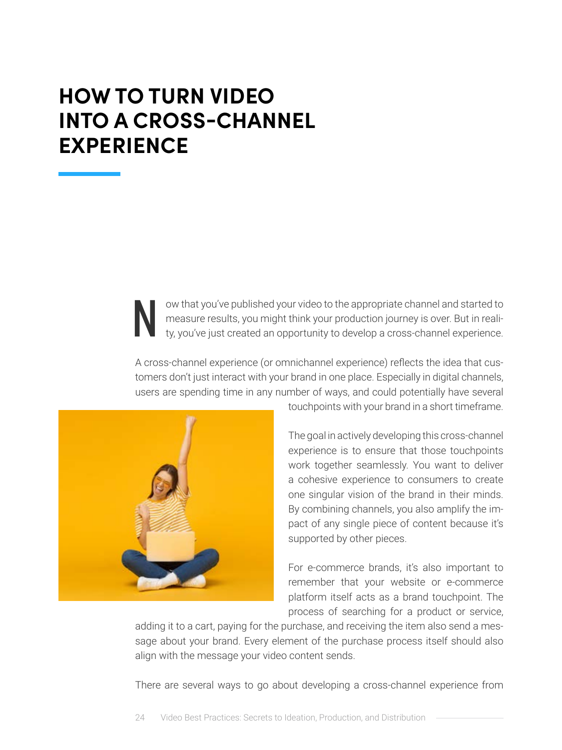# HOW TO TURN VIDEO INTO A CROSS-CHANNEL EXPERIENCE

Now that you've published your video to the appropriate channel and started to measure results, you might think your production journey is over. But in reality, you've just created an opportunity to develop a cross-channel experience.

A cross-channel experience (or omnichannel experience) reflects the idea that customers don't just interact with your brand in one place. Especially in digital channels, users are spending time in any number of ways, and could potentially have several touchpoints with your brand in a short timeframe.

The goal in actively developing this cross-channel experience is to ensure that those touchpoints work together seamlessly. You want to deliver a cohesive experience to consumers to create one singular vision of the brand in their minds. By combining channels, you also amplify the impact of any single piece of content because it's supported by other pieces.

For e-commerce brands, it's also important to remember that your website or e-commerce platform itself acts as a brand touchpoint. The process of searching for a product or service, adding it to a cart, paying for the purchase, and receiving the item also send a message about your brand. Every element of the purchase process itself should also align with the message your video content sends.

There are several ways to go about developing a cross-channel experience from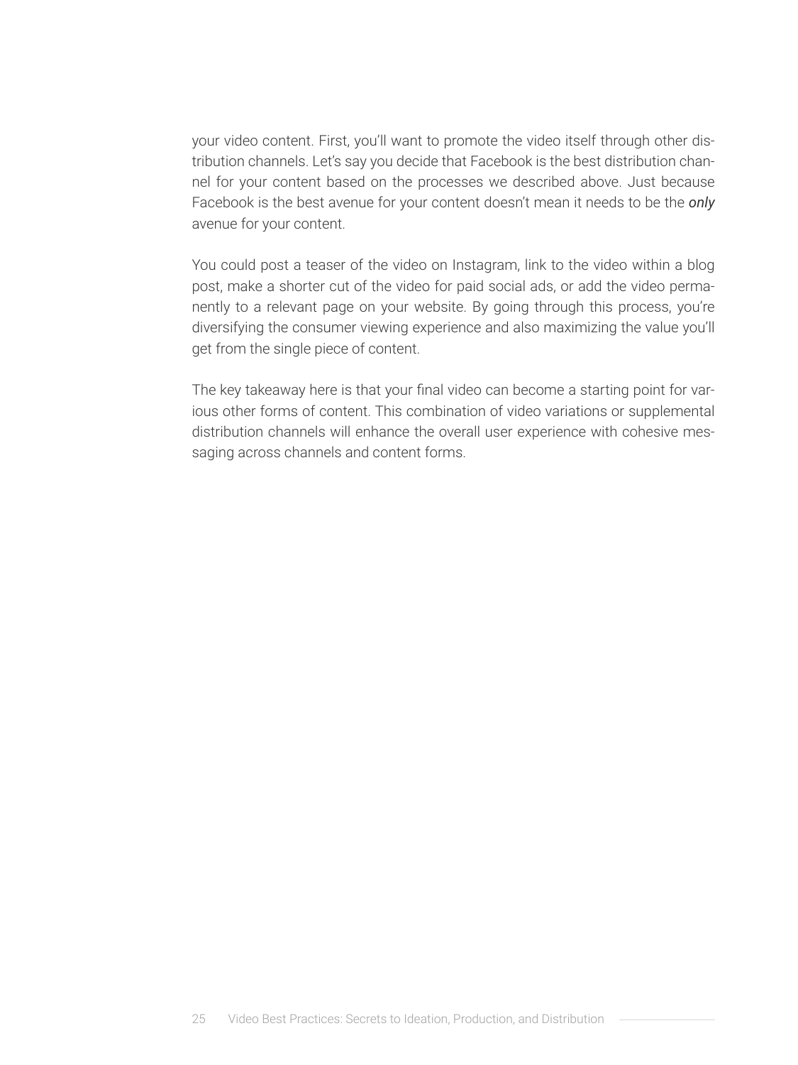your video content. First, you'll want to promote the video itself through other distribution channels. Let's say you decide that Facebook is the best distribution channel for your content based on the processes we described above. Just because Facebook is the best avenue for your content doesn't mean it needs to be the ***only*** avenue for your content.

You could post a teaser of the video on Instagram, link to the video within a blog post, make a shorter cut of the video for paid social ads, or add the video permanently to a relevant page on your website. By going through this process, you're diversifying the consumer viewing experience and also maximizing the value you'll get from the single piece of content.

The key takeaway here is that your final video can become a starting point for various other forms of content. This combination of video variations or supplemental distribution channels will enhance the overall user experience with cohesive messaging across channels and content forms.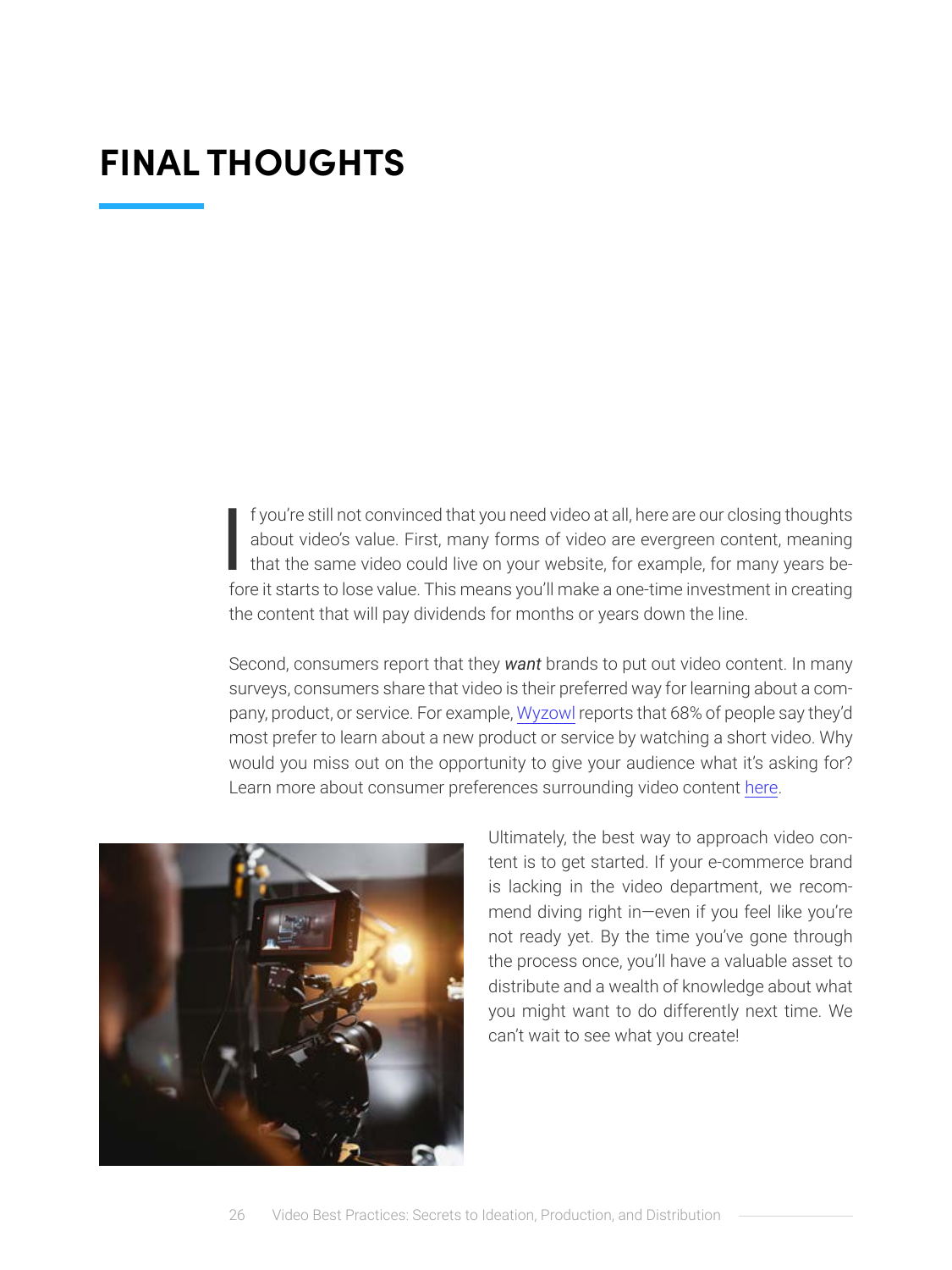# FINAL THOUGHTS

If you're still not convinced that you need video at all, here are our closing thoughts about video's value. First, many forms of video are evergreen content, meaning that the same video could live on your website, for example, for many years before it starts to lose value. This means you'll make a one-time investment in creating the content that will pay dividends for months or years down the line.

Second, consumers report that they ***want*** brands to put out video content. In many surveys, consumers share that video is their preferred way for learning about a company, product, or service. For example, Wyzowl reports that 68% of people say they'd most prefer to learn about a new product or service by watching a short video. Why would you miss out on the opportunity to give your audience what it's asking for? Learn more about consumer preferences surrounding video content here.

Ultimately, the best way to approach video content is to get started. If your e-commerce brand is lacking in the video department, we recommend diving right in—even if you feel like you're not ready yet. By the time you've gone through the process once, you'll have a valuable asset to distribute and a wealth of knowledge about what you might want to do differently next time. We can't wait to see what you create!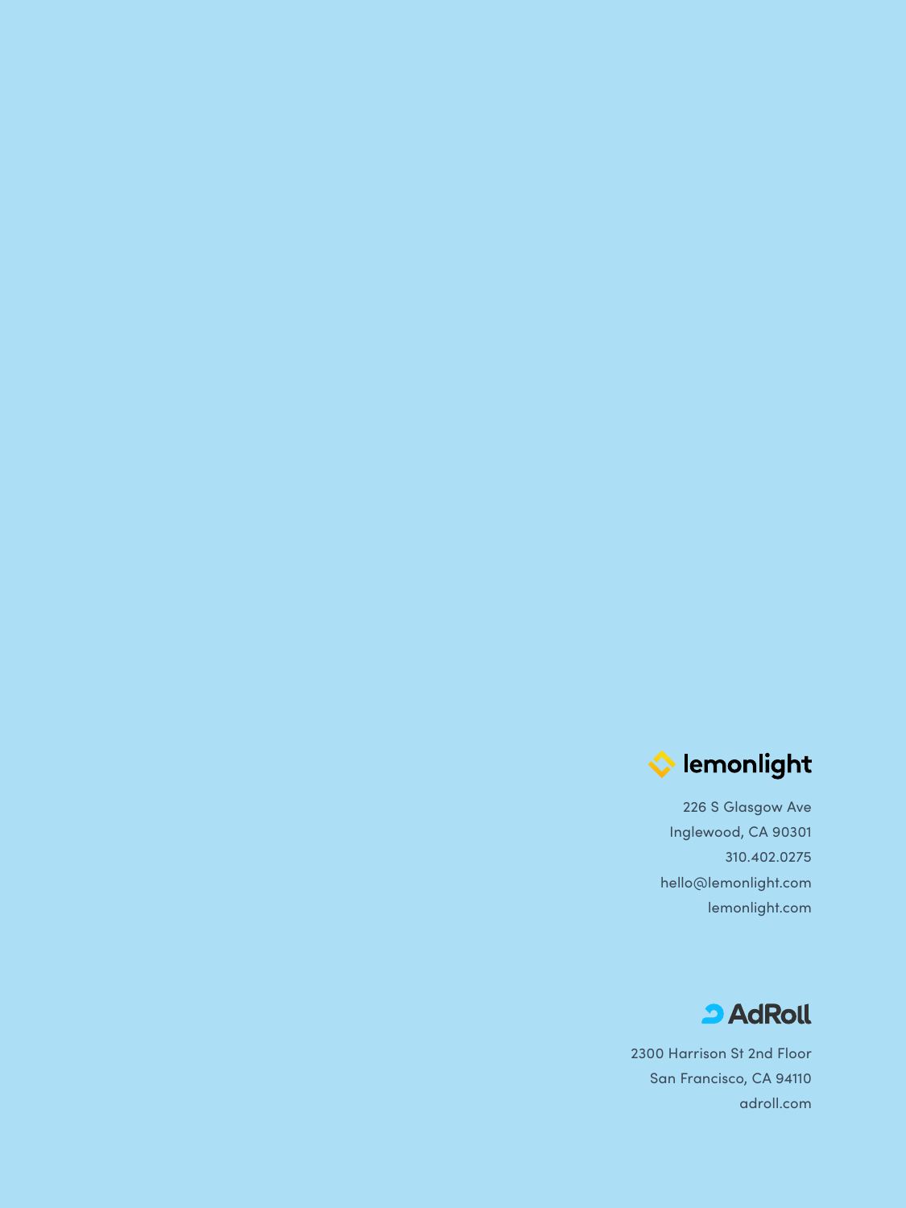lemonlight

226 S Glasgow Ave
Inglewood, CA 90301
310.402.0275
hello@lemonlight.com
lemonlight.com

AdRoll

2300 Harrison St 2nd Floor
San Francisco, CA 94110
adroll.com